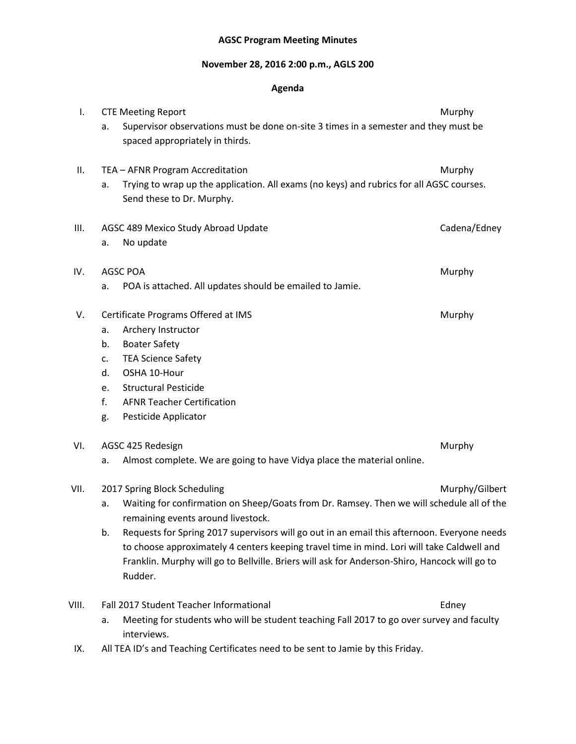**AGSC Program Meeting Minutes**

**November 28, 2016 2:00 p.m., AGLS 200**

**Agenda**

I. CTE Meeting Report — Murphy
   a. Supervisor observations must be done on-site 3 times in a semester and they must be spaced appropriately in thirds.

II. TEA – AFNR Program Accreditation — Murphy
   a. Trying to wrap up the application. All exams (no keys) and rubrics for all AGSC courses. Send these to Dr. Murphy.

III. AGSC 489 Mexico Study Abroad Update — Cadena/Edney
   a. No update

IV. AGSC POA — Murphy
   a. POA is attached. All updates should be emailed to Jamie.

V. Certificate Programs Offered at IMS — Murphy
   a. Archery Instructor
   b. Boater Safety
   c. TEA Science Safety
   d. OSHA 10-Hour
   e. Structural Pesticide
   f. AFNR Teacher Certification
   g. Pesticide Applicator

VI. AGSC 425 Redesign — Murphy
   a. Almost complete. We are going to have Vidya place the material online.

VII. 2017 Spring Block Scheduling — Murphy/Gilbert
   a. Waiting for confirmation on Sheep/Goats from Dr. Ramsey. Then we will schedule all of the remaining events around livestock.
   b. Requests for Spring 2017 supervisors will go out in an email this afternoon. Everyone needs to choose approximately 4 centers keeping travel time in mind. Lori will take Caldwell and Franklin. Murphy will go to Bellville. Briers will ask for Anderson-Shiro, Hancock will go to Rudder.

VIII. Fall 2017 Student Teacher Informational — Edney
   a. Meeting for students who will be student teaching Fall 2017 to go over survey and faculty interviews.

IX. All TEA ID's and Teaching Certificates need to be sent to Jamie by this Friday.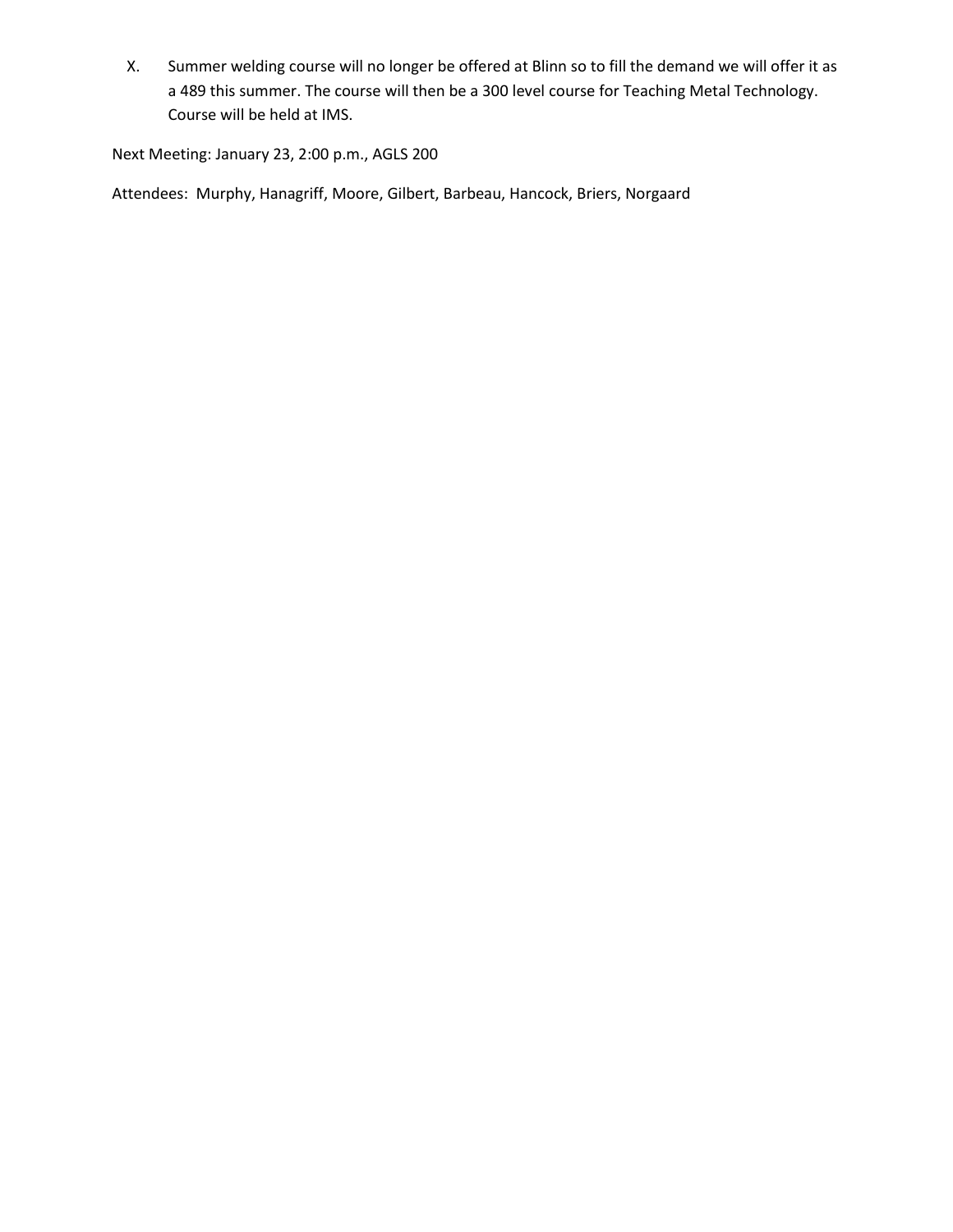X. Summer welding course will no longer be offered at Blinn so to fill the demand we will offer it as a 489 this summer. The course will then be a 300 level course for Teaching Metal Technology. Course will be held at IMS.

Next Meeting: January 23, 2:00 p.m., AGLS 200

Attendees: Murphy, Hanagriff, Moore, Gilbert, Barbeau, Hancock, Briers, Norgaard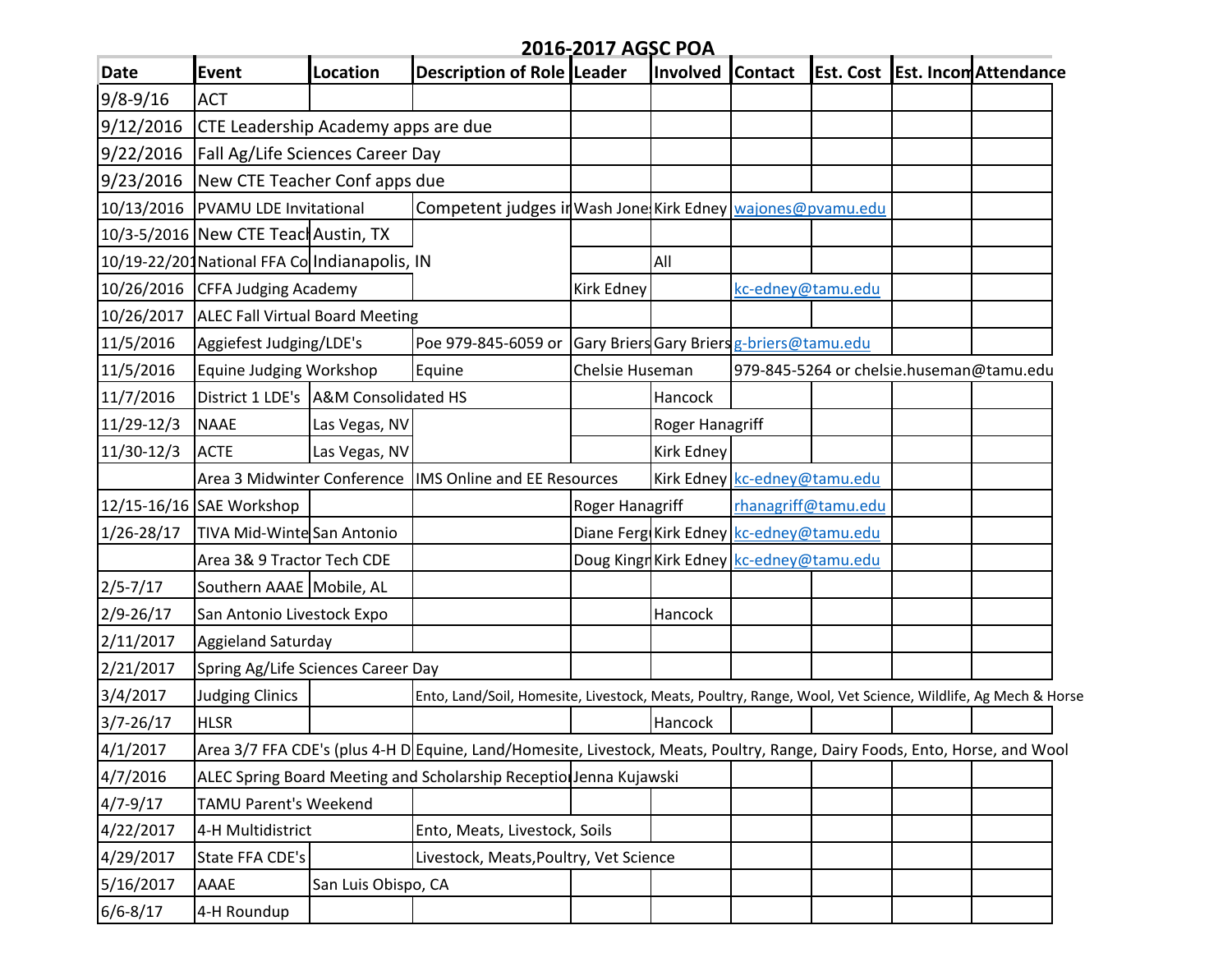# 2016-2017 AGSC POA

| Date | Event | Location | Description of Role | Leader | Involved | Contact | Est. Cost | Est. Incom | Attendance |
|---|---|---|---|---|---|---|---|---|---|
| 9/8-9/16 | ACT | | | | | | | | |
| 9/12/2016 | CTE Leadership Academy apps are due | | | | | | | | |
| 9/22/2016 | Fall Ag/Life Sciences Career Day | | | | | | | | |
| 9/23/2016 | New CTE Teacher Conf apps due | | | | | | | | |
| 10/13/2016 | PVAMU LDE Invitational | | Competent judges ir | Wash Jone | Kirk Edney | wajones@pvamu.edu | | | |
| 10/3-5/2016 | New CTE Teacl | Austin, TX | | | | | | | |
| 10/19-22/201 | National FFA Co | Indianapolis, IN | | | All | | | | |
| 10/26/2016 | CFFA Judging Academy | | | Kirk Edney | | kc-edney@tamu.edu | | | |
| 10/26/2017 | ALEC Fall Virtual Board Meeting | | | | | | | | |
| 11/5/2016 | Aggiefest Judging/LDE's | | Poe 979-845-6059 or | Gary Briers | Gary Briers | g-briers@tamu.edu | | | |
| 11/5/2016 | Equine Judging Workshop | | Equine | Chelsie Huseman | | 979-845-5264 or chelsie.huseman@tamu.edu | | | |
| 11/7/2016 | District 1 LDE's | A&M Consolidated HS | | | Hancock | | | | |
| 11/29-12/3 | NAAE | Las Vegas, NV | | | Roger Hanagriff | | | | |
| 11/30-12/3 | ACTE | Las Vegas, NV | | | Kirk Edney | | | | |
| | Area 3 Midwinter Conference | | IMS Online and EE Resources | | Kirk Edney | kc-edney@tamu.edu | | | |
| 12/15-16/16 | SAE Workshop | | | Roger Hanagriff | | rhanagriff@tamu.edu | | | |
| 1/26-28/17 | TIVA Mid-Winte | San Antonio | | Diane Ferg | Kirk Edney | kc-edney@tamu.edu | | | |
| | Area 3& 9 Tractor Tech CDE | | | Doug Kingr | Kirk Edney | kc-edney@tamu.edu | | | |
| 2/5-7/17 | Southern AAAE | Mobile, AL | | | | | | | |
| 2/9-26/17 | San Antonio Livestock Expo | | | | Hancock | | | | |
| 2/11/2017 | Aggieland Saturday | | | | | | | | |
| 2/21/2017 | Spring Ag/Life Sciences Career Day | | | | | | | | |
| 3/4/2017 | Judging Clinics | | Ento, Land/Soil, Homesite, Livestock, Meats, Poultry, Range, Wool, Vet Science, Wildlife, Ag Mech & Horse | | | | | | |
| 3/7-26/17 | HLSR | | | | Hancock | | | | |
| 4/1/2017 | Area 3/7 FFA CDE's (plus 4-H D | | Equine, Land/Homesite, Livestock, Meats, Poultry, Range, Dairy Foods, Ento, Horse, and Wool | | | | | | |
| 4/7/2016 | ALEC Spring Board Meeting and Scholarship Receptio | | | Jenna Kujawski | | | | | |
| 4/7-9/17 | TAMU Parent's Weekend | | | | | | | | |
| 4/22/2017 | 4-H Multidistrict | | Ento, Meats, Livestock, Soils | | | | | | |
| 4/29/2017 | State FFA CDE's | | Livestock, Meats,Poultry, Vet Science | | | | | | |
| 5/16/2017 | AAAE | San Luis Obispo, CA | | | | | | | |
| 6/6-8/17 | 4-H Roundup | | | | | | | | |